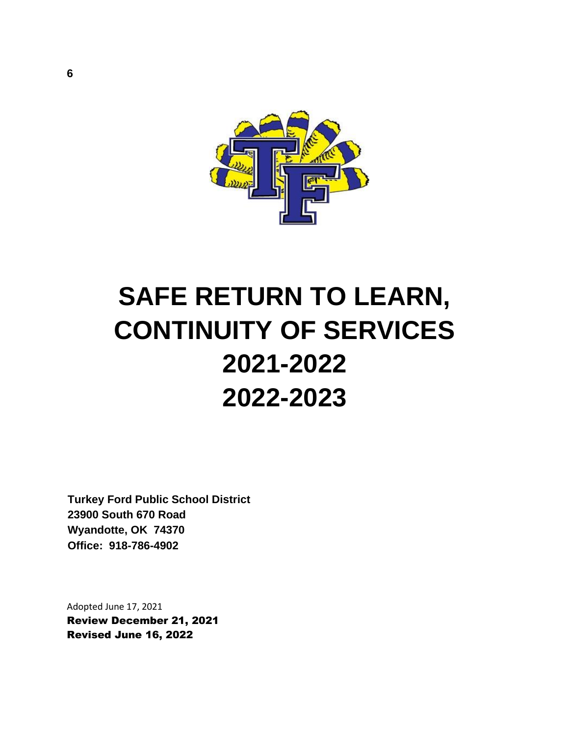# SAFE RETURN TO LEARN, CONTINUITY OF SERVICES 2021-2022 2022-2023

**Turkey Ford Public School District**
**23900 South 670 Road**
**Wyandotte, OK 74370**
**Office: 918-786-4902**

Adopted June 17, 2021
**Review December 21, 2021**
**Revised June 16, 2022**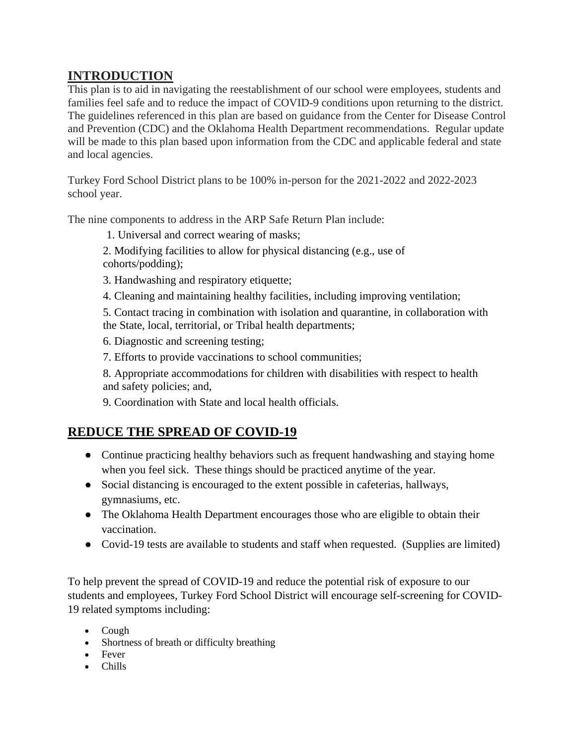## INTRODUCTION

This plan is to aid in navigating the reestablishment of our school were employees, students and families feel safe and to reduce the impact of COVID-9 conditions upon returning to the district. The guidelines referenced in this plan are based on guidance from the Center for Disease Control and Prevention (CDC) and the Oklahoma Health Department recommendations. Regular update will be made to this plan based upon information from the CDC and applicable federal and state and local agencies.

Turkey Ford School District plans to be 100% in-person for the 2021-2022 and 2022-2023 school year.

The nine components to address in the ARP Safe Return Plan include:

1. Universal and correct wearing of masks;
2. Modifying facilities to allow for physical distancing (e.g., use of cohorts/podding);
3. Handwashing and respiratory etiquette;
4. Cleaning and maintaining healthy facilities, including improving ventilation;
5. Contact tracing in combination with isolation and quarantine, in collaboration with the State, local, territorial, or Tribal health departments;
6. Diagnostic and screening testing;
7. Efforts to provide vaccinations to school communities;
8. Appropriate accommodations for children with disabilities with respect to health and safety policies; and,
9. Coordination with State and local health officials.

## REDUCE THE SPREAD OF COVID-19

- Continue practicing healthy behaviors such as frequent handwashing and staying home when you feel sick. These things should be practiced anytime of the year.
- Social distancing is encouraged to the extent possible in cafeterias, hallways, gymnasiums, etc.
- The Oklahoma Health Department encourages those who are eligible to obtain their vaccination.
- Covid-19 tests are available to students and staff when requested. (Supplies are limited)

To help prevent the spread of COVID-19 and reduce the potential risk of exposure to our students and employees, Turkey Ford School District will encourage self-screening for COVID-19 related symptoms including:

- Cough
- Shortness of breath or difficulty breathing
- Fever
- Chills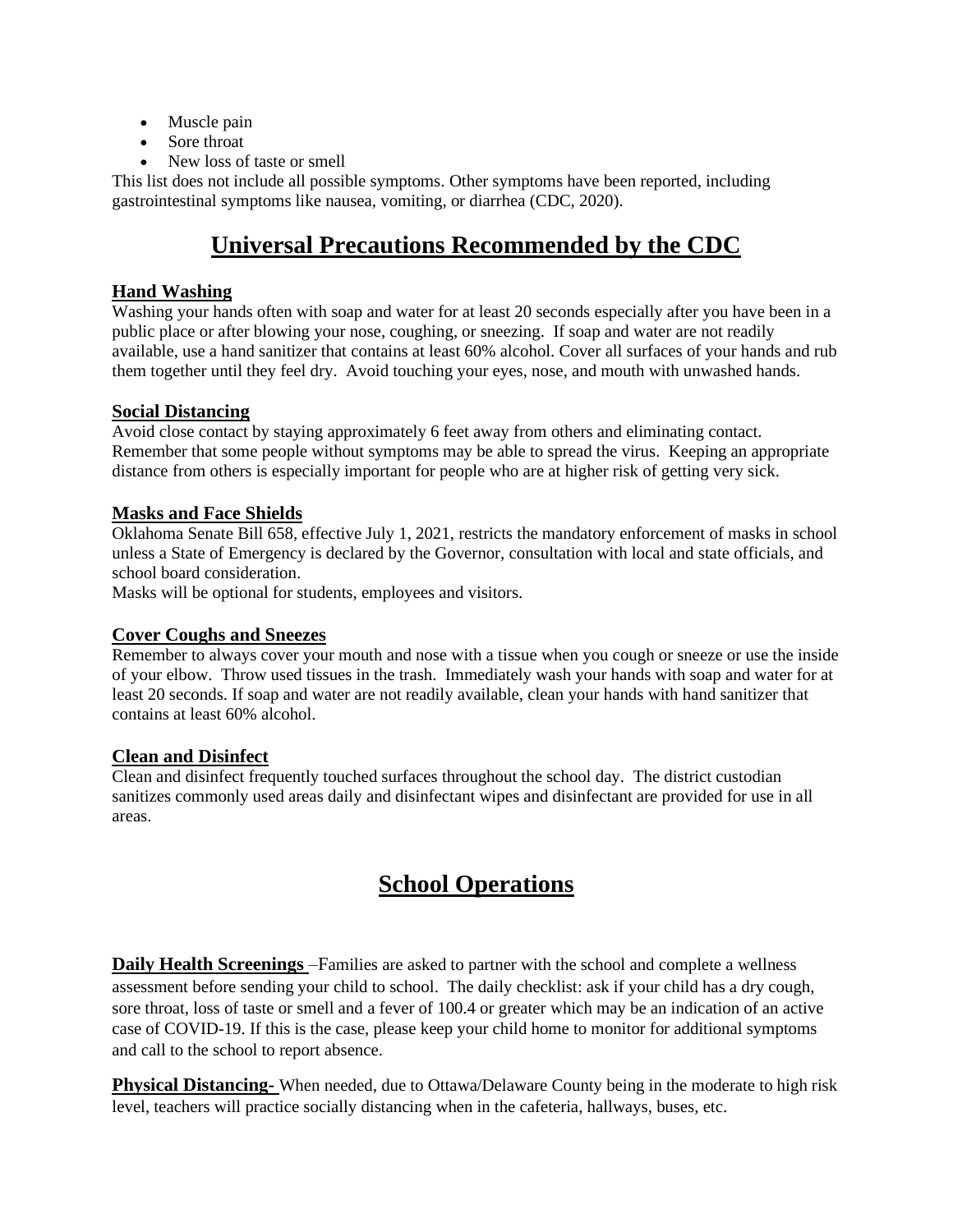- Muscle pain
- Sore throat
- New loss of taste or smell

This list does not include all possible symptoms. Other symptoms have been reported, including gastrointestinal symptoms like nausea, vomiting, or diarrhea (CDC, 2020).

# Universal Precautions Recommended by the CDC

### Hand Washing

Washing your hands often with soap and water for at least 20 seconds especially after you have been in a public place or after blowing your nose, coughing, or sneezing. If soap and water are not readily available, use a hand sanitizer that contains at least 60% alcohol. Cover all surfaces of your hands and rub them together until they feel dry. Avoid touching your eyes, nose, and mouth with unwashed hands.

### Social Distancing

Avoid close contact by staying approximately 6 feet away from others and eliminating contact. Remember that some people without symptoms may be able to spread the virus. Keeping an appropriate distance from others is especially important for people who are at higher risk of getting very sick.

### Masks and Face Shields

Oklahoma Senate Bill 658, effective July 1, 2021, restricts the mandatory enforcement of masks in school unless a State of Emergency is declared by the Governor, consultation with local and state officials, and school board consideration.

Masks will be optional for students, employees and visitors.

### Cover Coughs and Sneezes

Remember to always cover your mouth and nose with a tissue when you cough or sneeze or use the inside of your elbow. Throw used tissues in the trash. Immediately wash your hands with soap and water for at least 20 seconds. If soap and water are not readily available, clean your hands with hand sanitizer that contains at least 60% alcohol.

### Clean and Disinfect

Clean and disinfect frequently touched surfaces throughout the school day. The district custodian sanitizes commonly used areas daily and disinfectant wipes and disinfectant are provided for use in all areas.

# School Operations

**Daily Health Screenings** –Families are asked to partner with the school and complete a wellness assessment before sending your child to school. The daily checklist: ask if your child has a dry cough, sore throat, loss of taste or smell and a fever of 100.4 or greater which may be an indication of an active case of COVID-19. If this is the case, please keep your child home to monitor for additional symptoms and call to the school to report absence.

**Physical Distancing-** When needed, due to Ottawa/Delaware County being in the moderate to high risk level, teachers will practice socially distancing when in the cafeteria, hallways, buses, etc.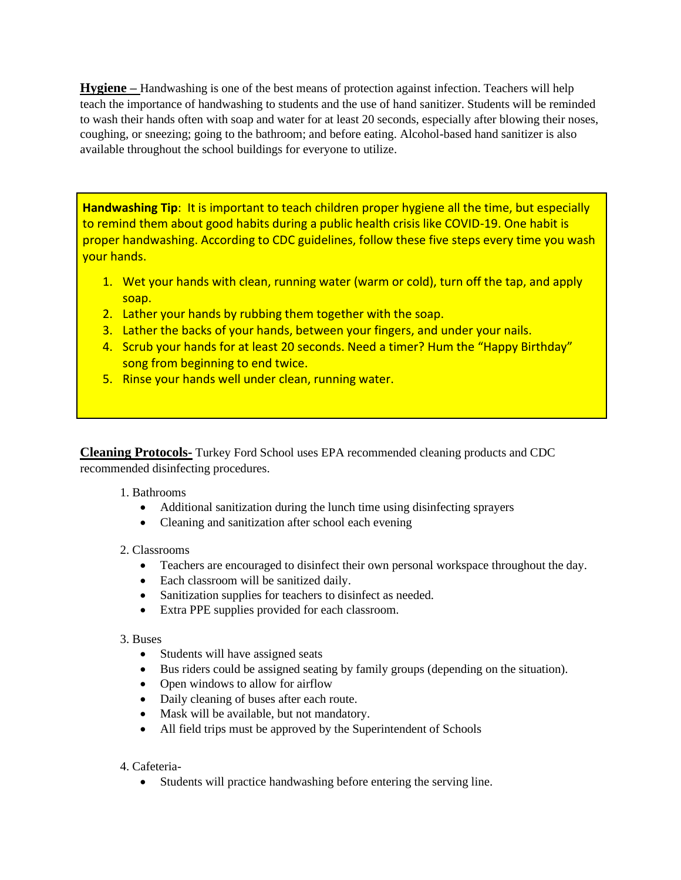**Hygiene –** Handwashing is one of the best means of protection against infection. Teachers will help teach the importance of handwashing to students and the use of hand sanitizer. Students will be reminded to wash their hands often with soap and water for at least 20 seconds, especially after blowing their noses, coughing, or sneezing; going to the bathroom; and before eating. Alcohol-based hand sanitizer is also available throughout the school buildings for everyone to utilize.

> **Handwashing Tip**: It is important to teach children proper hygiene all the time, but especially to remind them about good habits during a public health crisis like COVID-19. One habit is proper handwashing. According to CDC guidelines, follow these five steps every time you wash your hands.
>
> 1. Wet your hands with clean, running water (warm or cold), turn off the tap, and apply soap.
> 2. Lather your hands by rubbing them together with the soap.
> 3. Lather the backs of your hands, between your fingers, and under your nails.
> 4. Scrub your hands for at least 20 seconds. Need a timer? Hum the "Happy Birthday" song from beginning to end twice.
> 5. Rinse your hands well under clean, running water.

**Cleaning Protocols-** Turkey Ford School uses EPA recommended cleaning products and CDC recommended disinfecting procedures.

1. Bathrooms
   - Additional sanitization during the lunch time using disinfecting sprayers
   - Cleaning and sanitization after school each evening

2. Classrooms
   - Teachers are encouraged to disinfect their own personal workspace throughout the day.
   - Each classroom will be sanitized daily.
   - Sanitization supplies for teachers to disinfect as needed.
   - Extra PPE supplies provided for each classroom.

3. Buses
   - Students will have assigned seats
   - Bus riders could be assigned seating by family groups (depending on the situation).
   - Open windows to allow for airflow
   - Daily cleaning of buses after each route.
   - Mask will be available, but not mandatory.
   - All field trips must be approved by the Superintendent of Schools

4. Cafeteria-
   - Students will practice handwashing before entering the serving line.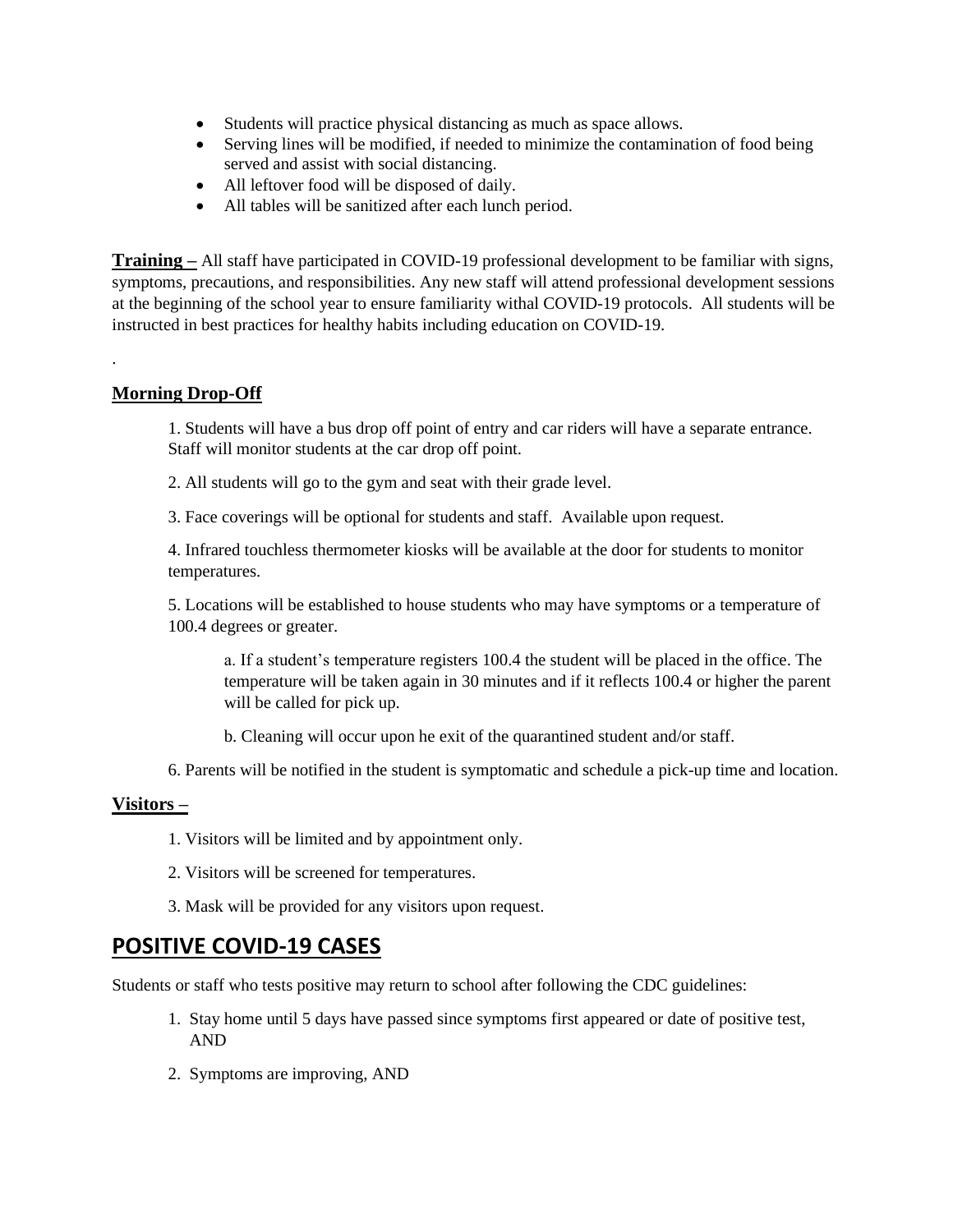- Students will practice physical distancing as much as space allows.
- Serving lines will be modified, if needed to minimize the contamination of food being served and assist with social distancing.
- All leftover food will be disposed of daily.
- All tables will be sanitized after each lunch period.

**Training –** All staff have participated in COVID-19 professional development to be familiar with signs, symptoms, precautions, and responsibilities. Any new staff will attend professional development sessions at the beginning of the school year to ensure familiarity withal COVID-19 protocols. All students will be instructed in best practices for healthy habits including education on COVID-19.

.

**Morning Drop-Off**

1. Students will have a bus drop off point of entry and car riders will have a separate entrance. Staff will monitor students at the car drop off point.

2. All students will go to the gym and seat with their grade level.

3. Face coverings will be optional for students and staff. Available upon request.

4. Infrared touchless thermometer kiosks will be available at the door for students to monitor temperatures.

5. Locations will be established to house students who may have symptoms or a temperature of 100.4 degrees or greater.

   a. If a student's temperature registers 100.4 the student will be placed in the office. The temperature will be taken again in 30 minutes and if it reflects 100.4 or higher the parent will be called for pick up.

   b. Cleaning will occur upon he exit of the quarantined student and/or staff.

6. Parents will be notified in the student is symptomatic and schedule a pick-up time and location.

**Visitors –**

1. Visitors will be limited and by appointment only.

2. Visitors will be screened for temperatures.

3. Mask will be provided for any visitors upon request.

## POSITIVE COVID-19 CASES

Students or staff who tests positive may return to school after following the CDC guidelines:

1. Stay home until 5 days have passed since symptoms first appeared or date of positive test, AND

2. Symptoms are improving, AND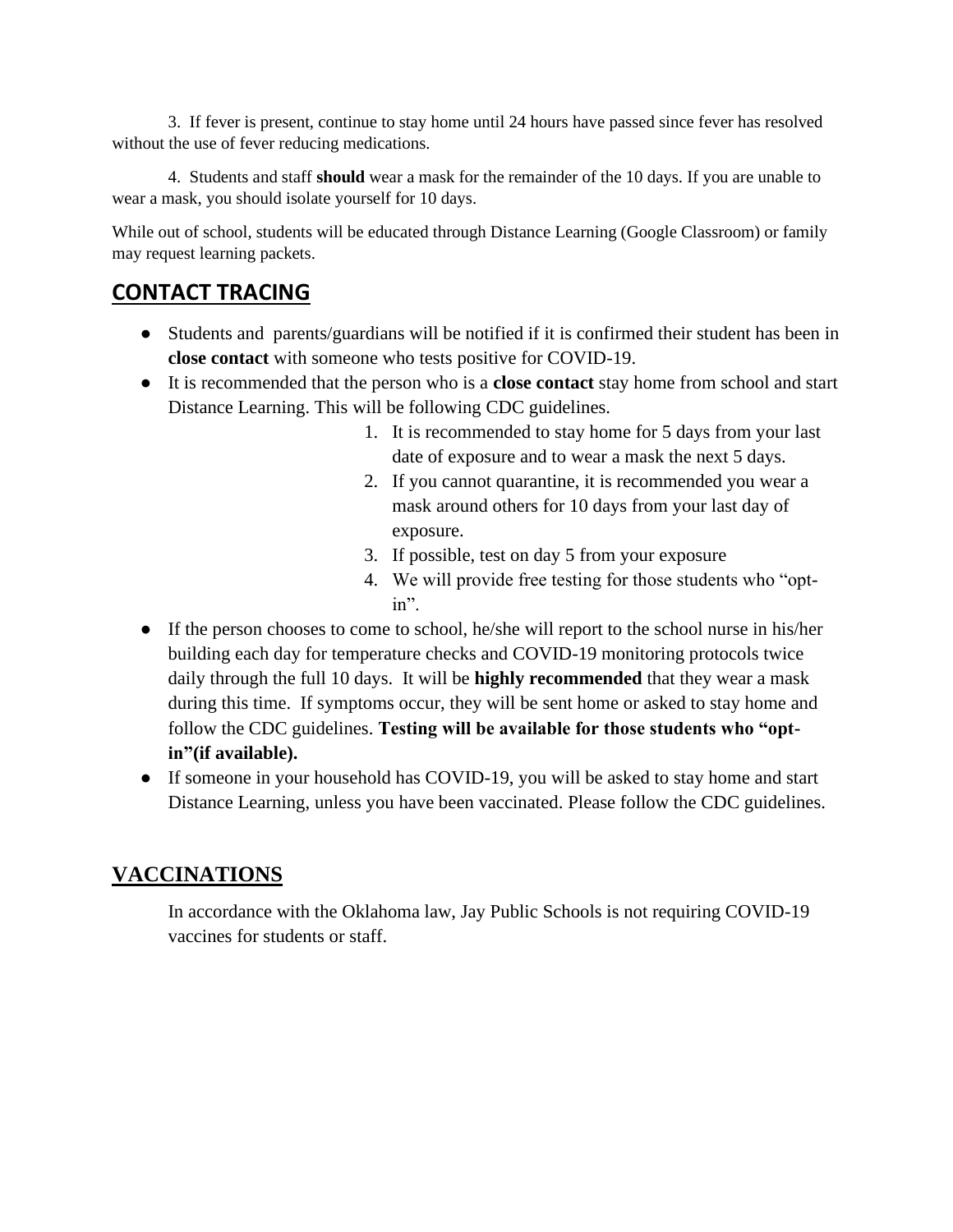3. If fever is present, continue to stay home until 24 hours have passed since fever has resolved without the use of fever reducing medications.

4. Students and staff **should** wear a mask for the remainder of the 10 days. If you are unable to wear a mask, you should isolate yourself for 10 days.

While out of school, students will be educated through Distance Learning (Google Classroom) or family may request learning packets.

## CONTACT TRACING

- Students and parents/guardians will be notified if it is confirmed their student has been in **close contact** with someone who tests positive for COVID-19.
- It is recommended that the person who is a **close contact** stay home from school and start Distance Learning. This will be following CDC guidelines.
    1. It is recommended to stay home for 5 days from your last date of exposure and to wear a mask the next 5 days.
    2. If you cannot quarantine, it is recommended you wear a mask around others for 10 days from your last day of exposure.
    3. If possible, test on day 5 from your exposure
    4. We will provide free testing for those students who "opt-in".
- If the person chooses to come to school, he/she will report to the school nurse in his/her building each day for temperature checks and COVID-19 monitoring protocols twice daily through the full 10 days. It will be **highly recommended** that they wear a mask during this time. If symptoms occur, they will be sent home or asked to stay home and follow the CDC guidelines. **Testing will be available for those students who "opt-in"(if available).**
- If someone in your household has COVID-19, you will be asked to stay home and start Distance Learning, unless you have been vaccinated. Please follow the CDC guidelines.

## VACCINATIONS

In accordance with the Oklahoma law, Jay Public Schools is not requiring COVID-19 vaccines for students or staff.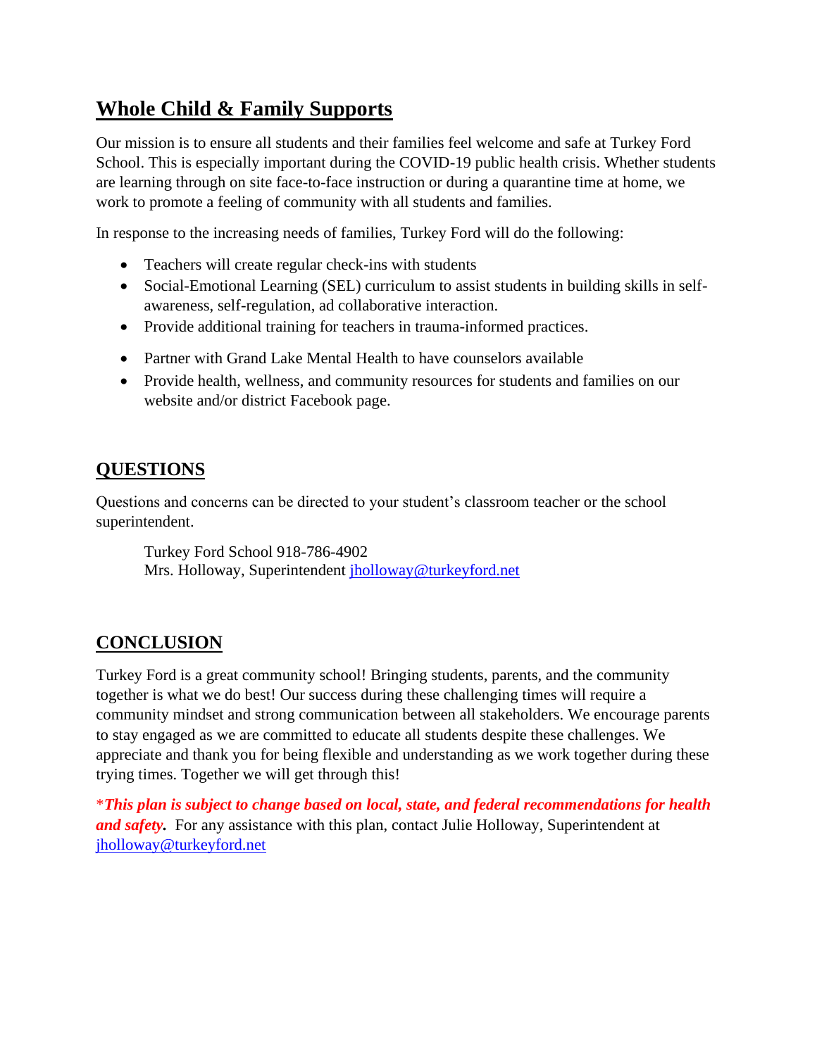## Whole Child & Family Supports

Our mission is to ensure all students and their families feel welcome and safe at Turkey Ford School. This is especially important during the COVID-19 public health crisis. Whether students are learning through on site face-to-face instruction or during a quarantine time at home, we work to promote a feeling of community with all students and families.

In response to the increasing needs of families, Turkey Ford will do the following:

- Teachers will create regular check-ins with students
- Social-Emotional Learning (SEL) curriculum to assist students in building skills in self-awareness, self-regulation, ad collaborative interaction.
- Provide additional training for teachers in trauma-informed practices.
- Partner with Grand Lake Mental Health to have counselors available
- Provide health, wellness, and community resources for students and families on our website and/or district Facebook page.

## QUESTIONS

Questions and concerns can be directed to your student's classroom teacher or the school superintendent.

Turkey Ford School 918-786-4902
Mrs. Holloway, Superintendent jholloway@turkeyford.net

## CONCLUSION

Turkey Ford is a great community school! Bringing students, parents, and the community together is what we do best! Our success during these challenging times will require a community mindset and strong communication between all stakeholders. We encourage parents to stay engaged as we are committed to educate all students despite these challenges. We appreciate and thank you for being flexible and understanding as we work together during these trying times. Together we will get through this!

*\****This plan is subject to change based on local, state, and federal recommendations for health and safety.*** For any assistance with this plan, contact Julie Holloway, Superintendent at jholloway@turkeyford.net